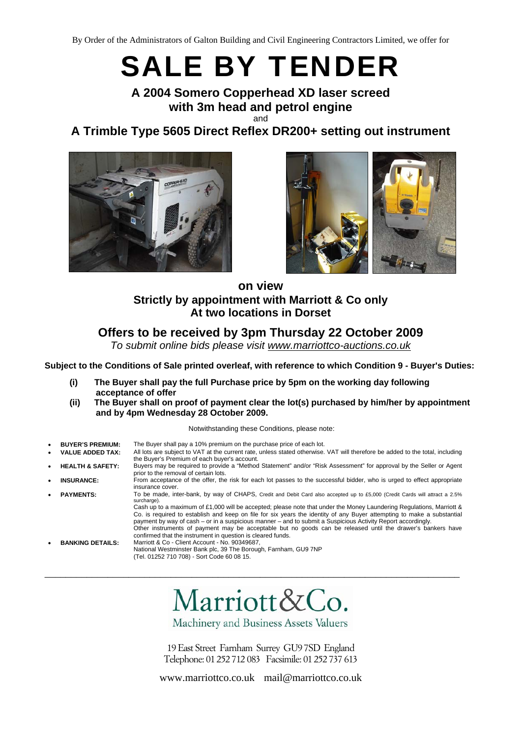By Order of the Administrators of Galton Building and Civil Engineering Contractors Limited, we offer for

# SALE BY TENDER

## A 2004 Somero Copperhead XD laser screed with 3m head and petrol engine

and

## A Trimble Type 5605 Direct Reflex DR200+ setting out instrument

### on view
### Strictly by appointment with Marriott & Co only
### At two locations in Dorset

## Offers to be received by 3pm Thursday 22 October 2009

*To submit online bids please visit www.marriottco-auctions.co.uk*

**Subject to the Conditions of Sale printed overleaf, with reference to which Condition 9 - Buyer's Duties:**

**(i) The Buyer shall pay the full Purchase price by 5pm on the working day following acceptance of offer**

**(ii) The Buyer shall on proof of payment clear the lot(s) purchased by him/her by appointment and by 4pm Wednesday 28 October 2009.**

Notwithstanding these Conditions, please note:

- **BUYER'S PREMIUM:** The Buyer shall pay a 10% premium on the purchase price of each lot.
- **VALUE ADDED TAX:** All lots are subject to VAT at the current rate, unless stated otherwise. VAT will therefore be added to the total, including the Buyer's Premium of each buyer's account.
- **HEALTH & SAFETY:** Buyers may be required to provide a "Method Statement" and/or "Risk Assessment" for approval by the Seller or Agent prior to the removal of certain lots.
- **INSURANCE:** From acceptance of the offer, the risk for each lot passes to the successful bidder, who is urged to effect appropriate insurance cover.
- **PAYMENTS:** To be made, inter-bank, by way of CHAPS, Credit and Debit Card also accepted up to £5,000 (Credit Cards will attract a 2.5% surcharge).
  Cash up to a maximum of £1,000 will be accepted; please note that under the Money Laundering Regulations, Marriott & Co. is required to establish and keep on file for six years the identity of any Buyer attempting to make a substantial payment by way of cash – or in a suspicious manner – and to submit a Suspicious Activity Report accordingly.
  Other instruments of payment may be acceptable but no goods can be released until the drawer's bankers have confirmed that the instrument in question is cleared funds.
- **BANKING DETAILS:** Marriott & Co - Client Account - No. 90349687,
  National Westminster Bank plc, 39 The Borough, Farnham, GU9 7NP
  (Tel. 01252 710 708) - Sort Code 60 08 15.

---

Marriott&Co.
Machinery and Business Assets Valuers

19 East Street Farnham Surrey GU9 7SD England
Telephone: 01 252 712 083 Facsimile: 01 252 737 613

www.marriottco.co.uk mail@marriottco.co.uk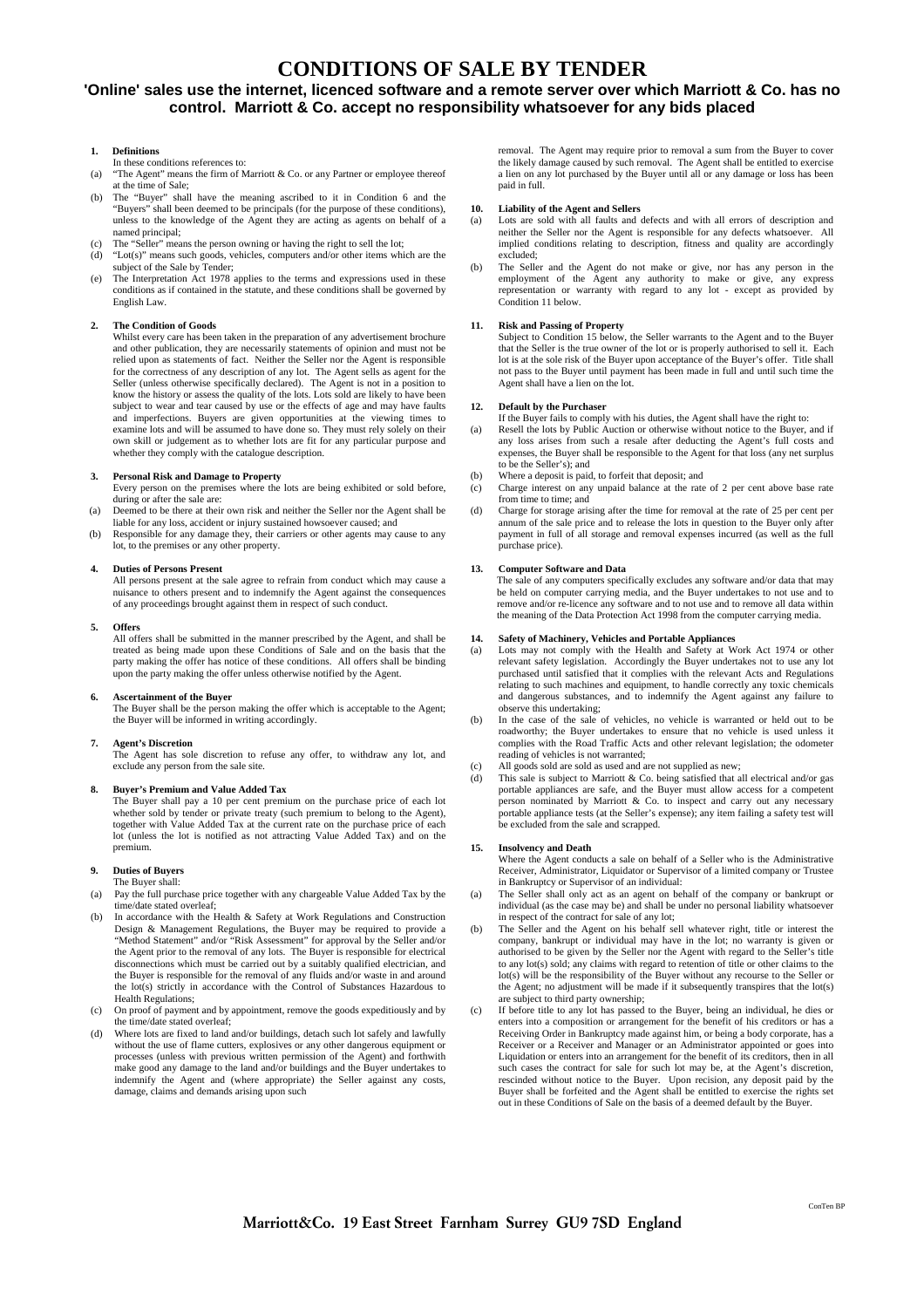# CONDITIONS OF SALE BY TENDER

## 'Online' sales use the internet, licenced software and a remote server over which Marriott & Co. has no control. Marriott & Co. accept no responsibility whatsoever for any bids placed

### 1. Definitions

In these conditions references to:

(a) "The Agent" means the firm of Marriott & Co. or any Partner or employee thereof at the time of Sale;

(b) The "Buyer" shall have the meaning ascribed to it in Condition 6 and the "Buyers" shall been deemed to be principals (for the purpose of these conditions), unless to the knowledge of the Agent they are acting as agents on behalf of a named principal;

(c) The "Seller" means the person owning or having the right to sell the lot;

(d) "Lot(s)" means such goods, vehicles, computers and/or other items which are the subject of the Sale by Tender;

(e) The Interpretation Act 1978 applies to the terms and expressions used in these conditions as if contained in the statute, and these conditions shall be governed by English Law.

### 2. The Condition of Goods

Whilst every care has been taken in the preparation of any advertisement brochure and other publication, they are necessarily statements of opinion and must not be relied upon as statements of fact. Neither the Seller nor the Agent is responsible for the correctness of any description of any lot. The Agent sells as agent for the Seller (unless otherwise specifically declared). The Agent is not in a position to know the history or assess the quality of the lots. Lots sold are likely to have been subject to wear and tear caused by use or the effects of age and may have faults and imperfections. Buyers are given opportunities at the viewing times to examine lots and will be assumed to have done so. They must rely solely on their own skill or judgement as to whether lots are fit for any particular purpose and whether they comply with the catalogue description.

### 3. Personal Risk and Damage to Property

Every person on the premises where the lots are being exhibited or sold before, during or after the sale are:

(a) Deemed to be there at their own risk and neither the Seller nor the Agent shall be liable for any loss, accident or injury sustained howsoever caused; and

(b) Responsible for any damage they, their carriers or other agents may cause to any lot, to the premises or any other property.

### 4. Duties of Persons Present

All persons present at the sale agree to refrain from conduct which may cause a nuisance to others present and to indemnify the Agent against the consequences of any proceedings brought against them in respect of such conduct.

### 5. Offers

All offers shall be submitted in the manner prescribed by the Agent, and shall be treated as being made upon these Conditions of Sale and on the basis that the party making the offer has notice of these conditions. All offers shall be binding upon the party making the offer unless otherwise notified by the Agent.

### 6. Ascertainment of the Buyer

The Buyer shall be the person making the offer which is acceptable to the Agent; the Buyer will be informed in writing accordingly.

### 7. Agent's Discretion

The Agent has sole discretion to refuse any offer, to withdraw any lot, and exclude any person from the sale site.

### 8. Buyer's Premium and Value Added Tax

The Buyer shall pay a 10 per cent premium on the purchase price of each lot whether sold by tender or private treaty (such premium to belong to the Agent), together with Value Added Tax at the current rate on the purchase price of each lot (unless the lot is notified as not attracting Value Added Tax) and on the premium.

### 9. Duties of Buyers

The Buyer shall:

(a) Pay the full purchase price together with any chargeable Value Added Tax by the time/date stated overleaf;

(b) In accordance with the Health & Safety at Work Regulations and Construction Design & Management Regulations, the Buyer may be required to provide a "Method Statement" and/or "Risk Assessment" for approval by the Seller and/or the Agent prior to the removal of any lots. The Buyer is responsible for electrical disconnections which must be carried out by a suitably qualified electrician, and the Buyer is responsible for the removal of any fluids and/or waste in and around the lot(s) strictly in accordance with the Control of Substances Hazardous to Health Regulations;

(c) On proof of payment and by appointment, remove the goods expeditiously and by the time/date stated overleaf;

(d) Where lots are fixed to land and/or buildings, detach such lot safely and lawfully without the use of flame cutters, explosives or any other dangerous equipment or processes (unless with previous written permission of the Agent) and forthwith make good any damage to the land and/or buildings and the Buyer undertakes to indemnify the Agent and (where appropriate) the Seller against any costs, damage, claims and demands arising upon such removal. The Agent may require prior to removal a sum from the Buyer to cover the likely damage caused by such removal. The Agent shall be entitled to exercise a lien on any lot purchased by the Buyer until all or any damage or loss has been paid in full.

### 10. Liability of the Agent and Sellers

(a) Lots are sold with all faults and defects and with all errors of description and neither the Seller nor the Agent is responsible for any defects whatsoever. All implied conditions relating to description, fitness and quality are accordingly excluded;

(b) The Seller and the Agent do not make or give, nor has any person in the employment of the Agent any authority to make or give, any express representation or warranty with regard to any lot - except as provided by Condition 11 below.

### 11. Risk and Passing of Property

Subject to Condition 15 below, the Seller warrants to the Agent and to the Buyer that the Seller is the true owner of the lot or is properly authorised to sell it. Each lot is at the sole risk of the Buyer upon acceptance of the Buyer's offer. Title shall not pass to the Buyer until payment has been made in full and until such time the Agent shall have a lien on the lot.

### 12. Default by the Purchaser

If the Buyer fails to comply with his duties, the Agent shall have the right to:

(a) Resell the lots by Public Auction or otherwise without notice to the Buyer, and if any loss arises from such a resale after deducting the Agent's full costs and expenses, the Buyer shall be responsible to the Agent for that loss (any net surplus to be the Seller's); and

(b) Where a deposit is paid, to forfeit that deposit; and

(c) Charge interest on any unpaid balance at the rate of 2 per cent above base rate from time to time; and

(d) Charge for storage arising after the time for removal at the rate of 25 per cent per annum of the sale price and to release the lots in question to the Buyer only after payment in full of all storage and removal expenses incurred (as well as the full purchase price).

### 13. Computer Software and Data

The sale of any computers specifically excludes any software and/or data that may be held on computer carrying media, and the Buyer undertakes to not use and to remove and/or re-licence any software and to not use and to remove all data within the meaning of the Data Protection Act 1998 from the computer carrying media.

### 14. Safety of Machinery, Vehicles and Portable Appliances

(a) Lots may not comply with the Health and Safety at Work Act 1974 or other relevant safety legislation. Accordingly the Buyer undertakes not to use any lot purchased until satisfied that it complies with the relevant Acts and Regulations relating to such machines and equipment, to handle correctly any toxic chemicals and dangerous substances, and to indemnify the Agent against any failure to observe this undertaking;

(b) In the case of the sale of vehicles, no vehicle is warranted or held out to be roadworthy; the Buyer undertakes to ensure that no vehicle is used unless it complies with the Road Traffic Acts and other relevant legislation; the odometer reading of vehicles is not warranted;

(c) All goods sold are sold as used and are not supplied as new;

(d) This sale is subject to Marriott & Co. being satisfied that all electrical and/or gas portable appliances are safe, and the Buyer must allow access for a competent person nominated by Marriott & Co. to inspect and carry out any necessary portable appliance tests (at the Seller's expense); any item failing a safety test will be excluded from the sale and scrapped.

### 15. Insolvency and Death

Where the Agent conducts a sale on behalf of a Seller who is the Administrative Receiver, Administrator, Liquidator or Supervisor of a limited company or Trustee in Bankruptcy or Supervisor of an individual:

(a) The Seller shall only act as an agent on behalf of the company or bankrupt or individual (as the case may be) and shall be under no personal liability whatsoever in respect of the contract for sale of any lot;

(b) The Seller and the Agent on his behalf sell whatever right, title or interest the company, bankrupt or individual may have in the lot; no warranty is given or authorised to be given by the Seller nor the Agent with regard to the Seller's title to any lot(s) sold; any claims with regard to retention of title or other claims to the lot(s) will be the responsibility of the Buyer without any recourse to the Seller or the Agent; no adjustment will be made if it subsequently transpires that the lot(s) are subject to third party ownership;

(c) If before title to any lot has passed to the Buyer, being an individual, he dies or enters into a composition or arrangement for the benefit of his creditors or has a Receiving Order in Bankruptcy made against him, or being a body corporate, has a Receiver or a Receiver and Manager or an Administrator appointed or goes into Liquidation or enters into an arrangement for the benefit of its creditors, then in all such cases the contract for sale for such lot may be, at the Agent's discretion, rescinded without notice to the Buyer. Upon recision, any deposit paid by the Buyer shall be forfeited and the Agent shall be entitled to exercise the rights set out in these Conditions of Sale on the basis of a deemed default by the Buyer.

ConTen BP

**Marriott&Co. 19 East Street Farnham Surrey GU9 7SD England**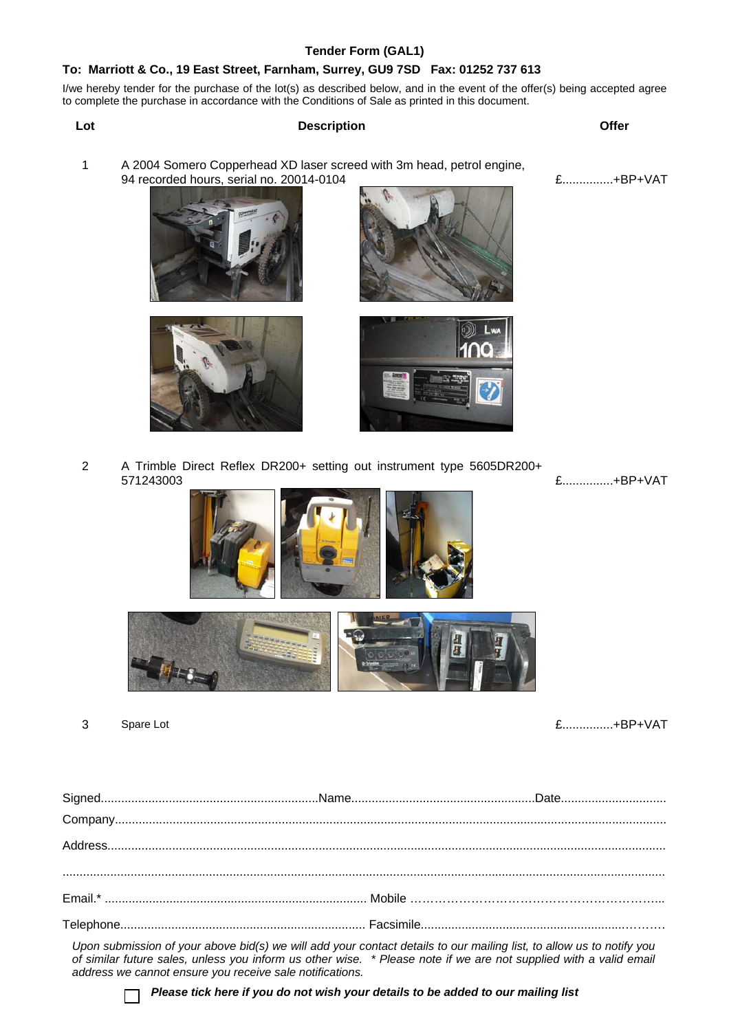# Tender Form (GAL1)

**To: Marriott & Co., 19 East Street, Farnham, Surrey, GU9 7SD Fax: 01252 737 613**

I/we hereby tender for the purchase of the lot(s) as described below, and in the event of the offer(s) being accepted agree to complete the purchase in accordance with the Conditions of Sale as printed in this document.

| Lot | Description | Offer |
|---|---|---|
| 1 | A 2004 Somero Copperhead XD laser screed with 3m head, petrol engine, 94 recorded hours, serial no. 20014-0104 | £...............+BP+VAT |
| 2 | A Trimble Direct Reflex DR200+ setting out instrument type 5605DR200+ 571243003 | £...............+BP+VAT |
| 3 | Spare Lot | £...............+BP+VAT |

Signed................................................................Name......................................................Date..............................

Company...............................................................................................................................................

Address.................................................................................................................................................

..............................................................................................................................................................

Email.* ............................................................................ Mobile ……………………………………………………...

Telephone....................................................................... Facsimile.......................................................……….

*Upon submission of your above bid(s) we will add your contact details to our mailing list, to allow us to notify you of similar future sales, unless you inform us other wise. * Please note if we are not supplied with a valid email address we cannot ensure you receive sale notifications.*

☐ ***Please tick here if you do not wish your details to be added to our mailing list***